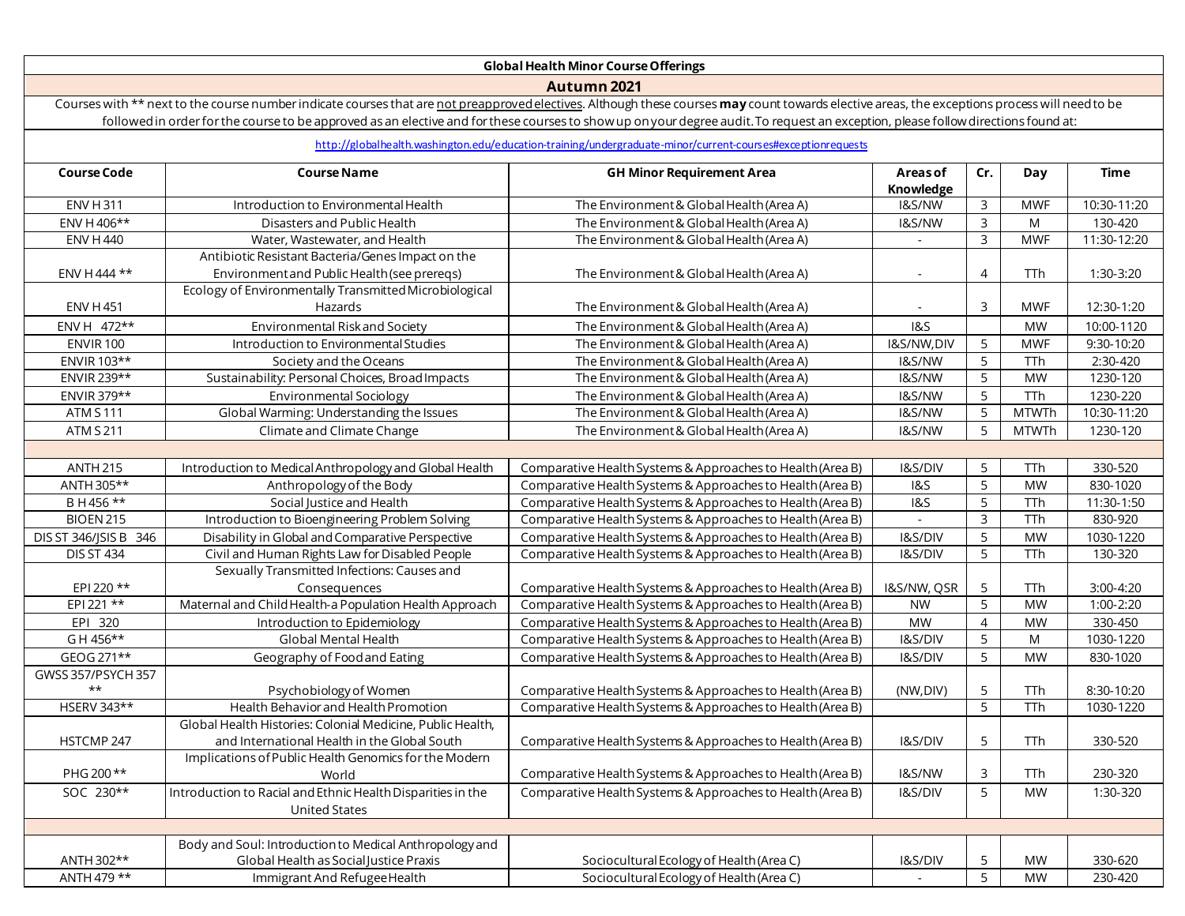| Global Health Minor Course Offerings | | | | | | |
|---|---|---|---|---|---|---|
| **Autumn 2021** | | | | | | |
| Courses with ** next to the course number indicate courses that are not preapproved electives. Although these courses **may** count towards elective areas, the exceptions process will need to be followed in order for the course to be approved as an elective and for these courses to show up on your degree audit. To request an exception, please follow directions found at: | | | | | | |
| http://globalhealth.washington.edu/education-training/undergraduate-minor/current-courses#exceptionrequests | | | | | | |
| **Course Code** | **Course Name** | **GH Minor Requirement Area** | **Areas of Knowledge** | **Cr.** | **Day** | **Time** |
| ENV H 311 | Introduction to Environmental Health | The Environment & Global Health (Area A) | I&S/NW | 3 | MWF | 10:30-11:20 |
| ENV H 406** | Disasters and Public Health | The Environment & Global Health (Area A) | I&S/NW | 3 | M | 130-420 |
| ENV H 440 | Water, Wastewater, and Health | The Environment & Global Health (Area A) | - | 3 | MWF | 11:30-12:20 |
| ENV H 444 ** | Antibiotic Resistant Bacteria/Genes Impact on the Environment and Public Health (see prereqs) | The Environment & Global Health (Area A) | - | 4 | TTh | 1:30-3:20 |
| ENV H 451 | Ecology of Environmentally Transmitted Microbiological Hazards | The Environment & Global Health (Area A) | - | 3 | MWF | 12:30-1:20 |
| ENV H 472** | Environmental Risk and Society | The Environment & Global Health (Area A) | I&S | | MW | 10:00-1120 |
| ENVIR 100 | Introduction to Environmental Studies | The Environment & Global Health (Area A) | I&S/NW,DIV | 5 | MWF | 9:30-10:20 |
| ENVIR 103** | Society and the Oceans | The Environment & Global Health (Area A) | I&S/NW | 5 | TTh | 2:30-420 |
| ENVIR 239** | Sustainability: Personal Choices, Broad Impacts | The Environment & Global Health (Area A) | I&S/NW | 5 | MW | 1230-120 |
| ENVIR 379** | Environmental Sociology | The Environment & Global Health (Area A) | I&S/NW | 5 | TTh | 1230-220 |
| ATM S 111 | Global Warming: Understanding the Issues | The Environment & Global Health (Area A) | I&S/NW | 5 | MTWTh | 10:30-11:20 |
| ATM S 211 | Climate and Climate Change | The Environment & Global Health (Area A) | I&S/NW | 5 | MTWTh | 1230-120 |
| | | | | | | |
| ANTH 215 | Introduction to Medical Anthropology and Global Health | Comparative Health Systems & Approaches to Health (Area B) | I&S/DIV | 5 | TTh | 330-520 |
| ANTH 305** | Anthropology of the Body | Comparative Health Systems & Approaches to Health (Area B) | I&S | 5 | MW | 830-1020 |
| B H 456 ** | Social Justice and Health | Comparative Health Systems & Approaches to Health (Area B) | I&S | 5 | TTh | 11:30-1:50 |
| BIOEN 215 | Introduction to Bioengineering Problem Solving | Comparative Health Systems & Approaches to Health (Area B) | - | 3 | TTh | 830-920 |
| DIS ST 346/JSIS B 346 | Disability in Global and Comparative Perspective | Comparative Health Systems & Approaches to Health (Area B) | I&S/DIV | 5 | MW | 1030-1220 |
| DIS ST 434 | Civil and Human Rights Law for Disabled People | Comparative Health Systems & Approaches to Health (Area B) | I&S/DIV | 5 | TTh | 130-320 |
| EPI 220 ** | Sexually Transmitted Infections: Causes and Consequences | Comparative Health Systems & Approaches to Health (Area B) | I&S/NW, QSR | 5 | TTh | 3:00-4:20 |
| EPI 221 ** | Maternal and Child Health-a Population Health Approach | Comparative Health Systems & Approaches to Health (Area B) | NW | 5 | MW | 1:00-2:20 |
| EPI 320 | Introduction to Epidemiology | Comparative Health Systems & Approaches to Health (Area B) | MW | 4 | MW | 330-450 |
| G H 456** | Global Mental Health | Comparative Health Systems & Approaches to Health (Area B) | I&S/DIV | 5 | M | 1030-1220 |
| GEOG 271** | Geography of Food and Eating | Comparative Health Systems & Approaches to Health (Area B) | I&S/DIV | 5 | MW | 830-1020 |
| GWSS 357/PSYCH 357 ** | Psychobiology of Women | Comparative Health Systems & Approaches to Health (Area B) | (NW,DIV) | 5 | TTh | 8:30-10:20 |
| HSERV 343** | Health Behavior and Health Promotion | Comparative Health Systems & Approaches to Health (Area B) | | 5 | TTh | 1030-1220 |
| HSTCMP 247 | Global Health Histories: Colonial Medicine, Public Health, and International Health in the Global South | Comparative Health Systems & Approaches to Health (Area B) | I&S/DIV | 5 | TTh | 330-520 |
| PHG 200 ** | Implications of Public Health Genomics for the Modern World | Comparative Health Systems & Approaches to Health (Area B) | I&S/NW | 3 | TTh | 230-320 |
| SOC 230** | Introduction to Racial and Ethnic Health Disparities in the United States | Comparative Health Systems & Approaches to Health (Area B) | I&S/DIV | 5 | MW | 1:30-320 |
| | | | | | | |
| ANTH 302** | Body and Soul: Introduction to Medical Anthropology and Global Health as Social Justice Praxis | Sociocultural Ecology of Health (Area C) | I&S/DIV | 5 | MW | 330-620 |
| ANTH 479 ** | Immigrant And Refugee Health | Sociocultural Ecology of Health (Area C) | - | 5 | MW | 230-420 |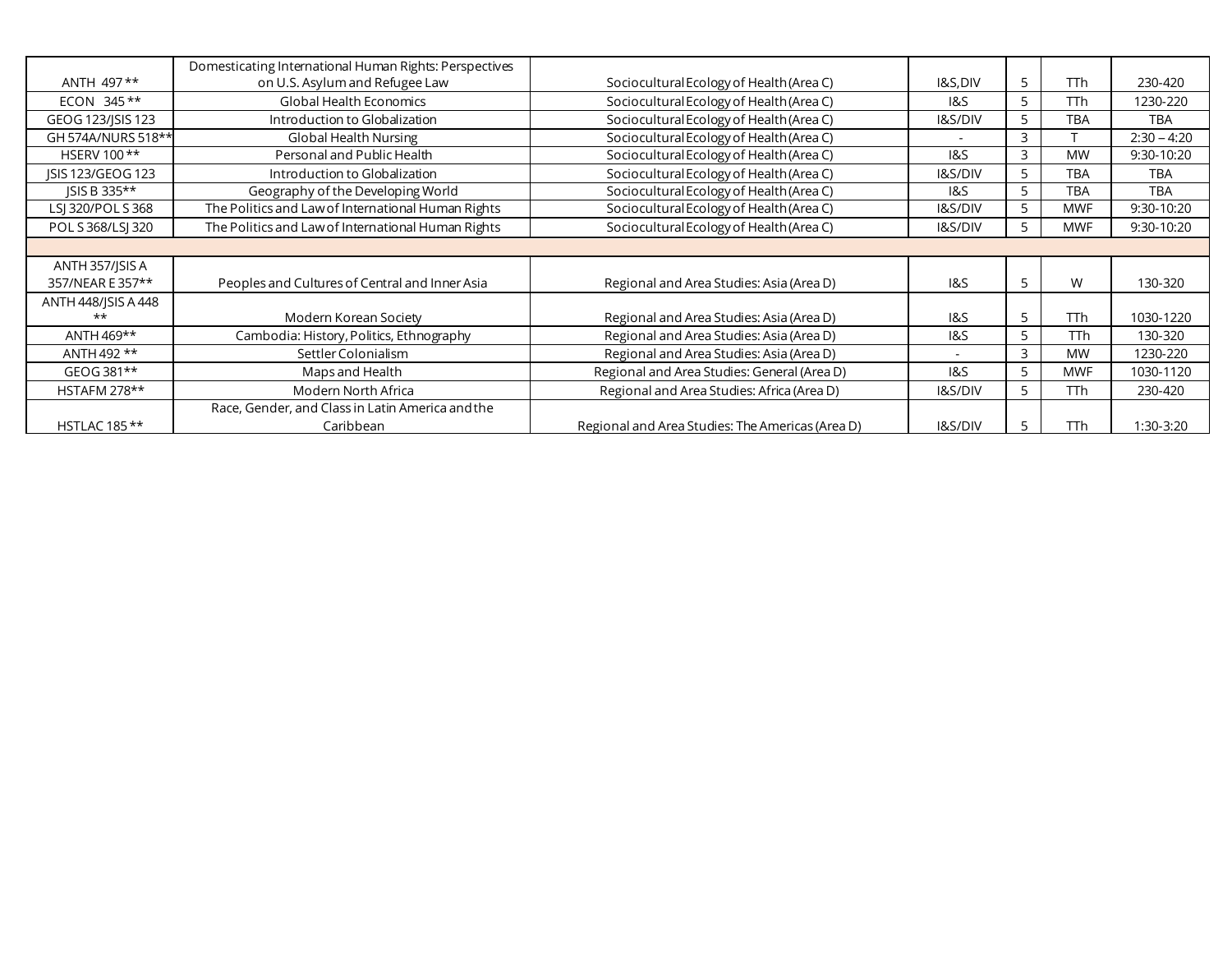| | | | | | | |
|---|---|---|---|---|---|---|
| ANTH 497 ** | Domesticating International Human Rights: Perspectives on U.S. Asylum and Refugee Law | Sociocultural Ecology of Health (Area C) | I&S,DIV | 5 | TTh | 230-420 |
| ECON 345 ** | Global Health Economics | Sociocultural Ecology of Health (Area C) | I&S | 5 | TTh | 1230-220 |
| GEOG 123/JSIS 123 | Introduction to Globalization | Sociocultural Ecology of Health (Area C) | I&S/DIV | 5 | TBA | TBA |
| GH 574A/NURS 518** | Global Health Nursing | Sociocultural Ecology of Health (Area C) | - | 3 | T | 2:30 – 4:20 |
| HSERV 100 ** | Personal and Public Health | Sociocultural Ecology of Health (Area C) | I&S | 3 | MW | 9:30-10:20 |
| JSIS 123/GEOG 123 | Introduction to Globalization | Sociocultural Ecology of Health (Area C) | I&S/DIV | 5 | TBA | TBA |
| JSIS B 335** | Geography of the Developing World | Sociocultural Ecology of Health (Area C) | I&S | 5 | TBA | TBA |
| LSJ 320/POL S 368 | The Politics and Law of International Human Rights | Sociocultural Ecology of Health (Area C) | I&S/DIV | 5 | MWF | 9:30-10:20 |
| POL S 368/LSJ 320 | The Politics and Law of International Human Rights | Sociocultural Ecology of Health (Area C) | I&S/DIV | 5 | MWF | 9:30-10:20 |
| | | | | | | |
| ANTH 357/JSIS A 357/NEAR E 357** | Peoples and Cultures of Central and Inner Asia | Regional and Area Studies: Asia (Area D) | I&S | 5 | W | 130-320 |
| ANTH 448/JSIS A 448 ** | Modern Korean Society | Regional and Area Studies: Asia (Area D) | I&S | 5 | TTh | 1030-1220 |
| ANTH 469** | Cambodia: History, Politics, Ethnography | Regional and Area Studies: Asia (Area D) | I&S | 5 | TTh | 130-320 |
| ANTH 492 ** | Settler Colonialism | Regional and Area Studies: Asia (Area D) | - | 3 | MW | 1230-220 |
| GEOG 381** | Maps and Health | Regional and Area Studies: General (Area D) | I&S | 5 | MWF | 1030-1120 |
| HSTAFM 278** | Modern North Africa | Regional and Area Studies: Africa (Area D) | I&S/DIV | 5 | TTh | 230-420 |
| HSTLAC 185 ** | Race, Gender, and Class in Latin America and the Caribbean | Regional and Area Studies: The Americas (Area D) | I&S/DIV | 5 | TTh | 1:30-3:20 |